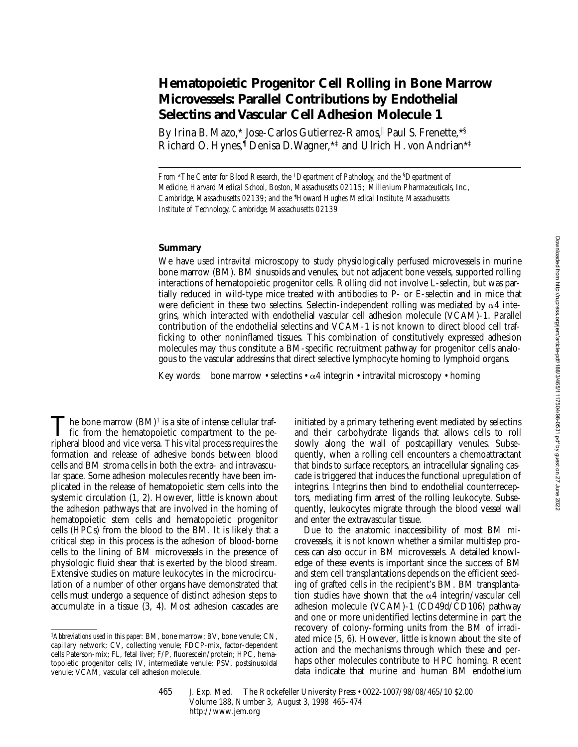# Hematopoietic Progenitor Cell Rolling in Bone Marrow Microvessels: Parallel Contributions by Endothelial Selectins and Vascular Cell Adhesion Molecule 1

By Irina B. Mazo,* Jose-Carlos Gutierrez-Ramos,‖ Paul S. Frenette,*§ Richard O. Hynes,¶ Denisa D. Wagner,*‡ and Ulrich H. von Andrian*‡

*From \*The Center for Blood Research, the ‡Department of Pathology, and the §Department of Medicine, Harvard Medical School, Boston, Massachusetts 02115; ‖Millenium Pharmaceuticals, Inc., Cambridge, Massachusetts 02139; and the ¶Howard Hughes Medical Institute, Massachusetts Institute of Technology, Cambridge, Massachusetts 02139*

## Summary

We have used intravital microscopy to study physiologically perfused microvessels in murine bone marrow (BM). BM sinusoids and venules, but not adjacent bone vessels, supported rolling interactions of hematopoietic progenitor cells. Rolling did not involve L-selectin, but was partially reduced in wild-type mice treated with antibodies to P- or E-selectin and in mice that were deficient in these two selectins. Selectin-independent rolling was mediated by $\alpha 4$ integrins, which interacted with endothelial vascular cell adhesion molecule (VCAM)-1. Parallel contribution of the endothelial selectins and VCAM-1 is not known to direct blood cell trafficking to other noninflamed tissues. This combination of constitutively expressed adhesion molecules may thus constitute a BM-specific recruitment pathway for progenitor cells analogous to the vascular addressins that direct selective lymphocyte homing to lymphoid organs.

Key words: bone marrow • selectins • $\alpha 4$ integrin • intravital microscopy • homing

The bone marrow (BM)[1] is a site of intense cellular traffic from the hematopoietic compartment to the peripheral blood and vice versa. This vital process requires the formation and release of adhesive bonds between blood cells and BM stroma cells in both the extra- and intravascular space. Some adhesion molecules recently have been implicated in the release of hematopoietic stem cells into the systemic circulation (1, 2). However, little is known about the adhesion pathways that are involved in the homing of hematopoietic stem cells and hematopoietic progenitor cells (HPCs) from the blood to the BM. It is likely that a critical step in this process is the adhesion of blood-borne cells to the lining of BM microvessels in the presence of physiologic fluid shear that is exerted by the blood stream. Extensive studies on mature leukocytes in the microcirculation of a number of other organs have demonstrated that cells must undergo a sequence of distinct adhesion steps to accumulate in a tissue (3, 4). Most adhesion cascades are initiated by a primary tethering event mediated by selectins and their carbohydrate ligands that allows cells to roll slowly along the wall of postcapillary venules. Subsequently, when a rolling cell encounters a chemoattractant that binds to surface receptors, an intracellular signaling cascade is triggered that induces the functional upregulation of integrins. Integrins then bind to endothelial counterreceptors, mediating firm arrest of the rolling leukocyte. Subsequently, leukocytes migrate through the blood vessel wall and enter the extravascular tissue.

Due to the anatomic inaccessibility of most BM microvessels, it is not known whether a similar multistep process can also occur in BM microvessels. A detailed knowledge of these events is important since the success of BM and stem cell transplantations depends on the efficient seeding of grafted cells in the recipient's BM. BM transplantation studies have shown that the $\alpha 4$ integrin/vascular cell adhesion molecule (VCAM)-1 (CD49d/CD106) pathway and one or more unidentified lectins determine in part the recovery of colony-forming units from the BM of irradiated mice (5, 6). However, little is known about the site of action and the mechanisms through which these and perhaps other molecules contribute to HPC homing. Recent data indicate that murine and human BM endothelium

[1] *Abbreviations used in this paper:* BM, bone marrow; BV, bone venule; CN, capillary network; CV, collecting venule; FDCP-mix, factor-dependent cells Paterson-mix; FL, fetal liver; F/P, fluorescein/protein; HPC, hematopoietic progenitor cells; IV, intermediate venule; PSV, postsinusoidal venule; VCAM, vascular cell adhesion molecule.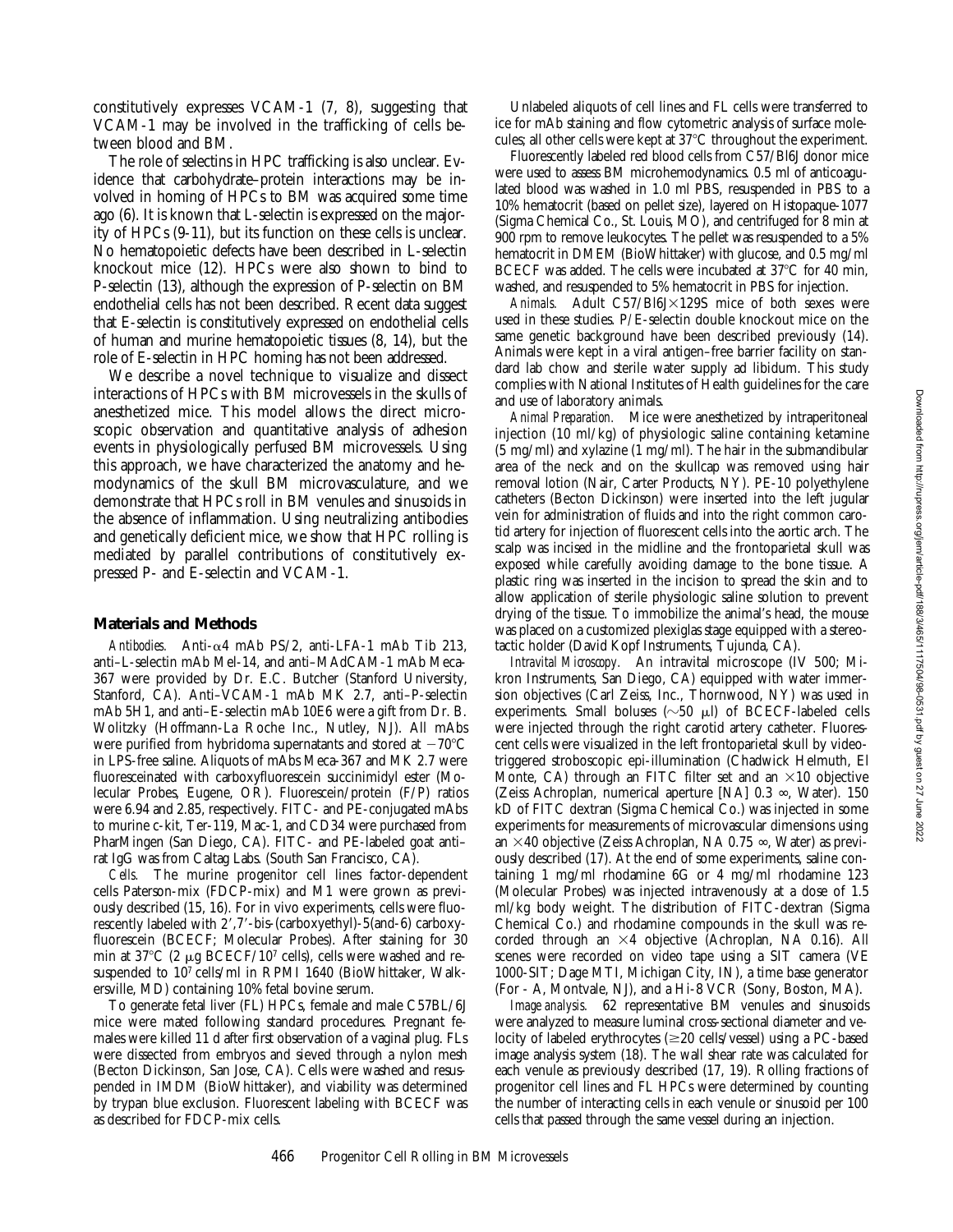constitutively expresses VCAM-1 (7, 8), suggesting that VCAM-1 may be involved in the trafficking of cells between blood and BM.

The role of selectins in HPC trafficking is also unclear. Evidence that carbohydrate–protein interactions may be involved in homing of HPCs to BM was acquired some time ago (6). It is known that L-selectin is expressed on the majority of HPCs (9-11), but its function on these cells is unclear. No hematopoietic defects have been described in L-selectin knockout mice (12). HPCs were also shown to bind to P-selectin (13), although the expression of P-selectin on BM endothelial cells has not been described. Recent data suggest that E-selectin is constitutively expressed on endothelial cells of human and murine hematopoietic tissues (8, 14), but the role of E-selectin in HPC homing has not been addressed.

We describe a novel technique to visualize and dissect interactions of HPCs with BM microvessels in the skulls of anesthetized mice. This model allows the direct microscopic observation and quantitative analysis of adhesion events in physiologically perfused BM microvessels. Using this approach, we have characterized the anatomy and hemodynamics of the skull BM microvasculature, and we demonstrate that HPCs roll in BM venules and sinusoids in the absence of inflammation. Using neutralizing antibodies and genetically deficient mice, we show that HPC rolling is mediated by parallel contributions of constitutively expressed P- and E-selectin and VCAM-1.

## Materials and Methods

*Antibodies.* Anti-α4 mAb PS/2, anti-LFA-1 mAb Tib 213, anti–L-selectin mAb Mel-14, and anti–MAdCAM-1 mAb Meca-367 were provided by Dr. E.C. Butcher (Stanford University, Stanford, CA). Anti–VCAM-1 mAb MK 2.7, anti–P-selectin mAb 5H1, and anti–E-selectin mAb 10E6 were a gift from Dr. B. Wolitzky (Hoffmann-La Roche Inc., Nutley, NJ). All mAbs were purified from hybridoma supernatants and stored at −70°C in LPS-free saline. Aliquots of mAbs Meca-367 and MK 2.7 were fluoresceinated with carboxyfluorescein succinimidyl ester (Molecular Probes, Eugene, OR). Fluorescein/protein (F/P) ratios were 6.94 and 2.85, respectively. FITC- and PE-conjugated mAbs to murine c-kit, Ter-119, Mac-1, and CD34 were purchased from PharMingen (San Diego, CA). FITC- and PE-labeled goat anti–rat IgG was from Caltag Labs. (South San Francisco, CA).

*Cells.* The murine progenitor cell lines factor-dependent cells Paterson-mix (FDCP-mix) and M1 were grown as previously described (15, 16). For in vivo experiments, cells were fluorescently labeled with 2′,7′-bis-(carboxyethyl)-5(and-6) carboxyfluorescein (BCECF; Molecular Probes). After staining for 30 min at 37°C (2 μg BCECF/$10^7$ cells), cells were washed and resuspended to $10^7$ cells/ml in RPMI 1640 (BioWhittaker, Walkersville, MD) containing 10% fetal bovine serum.

To generate fetal liver (FL) HPCs, female and male C57BL/6J mice were mated following standard procedures. Pregnant females were killed 11 d after first observation of a vaginal plug. FLs were dissected from embryos and sieved through a nylon mesh (Becton Dickinson, San Jose, CA). Cells were washed and resuspended in IMDM (BioWhittaker), and viability was determined by trypan blue exclusion. Fluorescent labeling with BCECF was as described for FDCP-mix cells.

Unlabeled aliquots of cell lines and FL cells were transferred to ice for mAb staining and flow cytometric analysis of surface molecules; all other cells were kept at 37°C throughout the experiment.

Fluorescently labeled red blood cells from C57/Bl6J donor mice were used to assess BM microhemodynamics. 0.5 ml of anticoagulated blood was washed in 1.0 ml PBS, resuspended in PBS to a 10% hematocrit (based on pellet size), layered on Histopaque-1077 (Sigma Chemical Co., St. Louis, MO), and centrifuged for 8 min at 900 rpm to remove leukocytes. The pellet was resuspended to a 5% hematocrit in DMEM (BioWhittaker) with glucose, and 0.5 mg/ml BCECF was added. The cells were incubated at 37°C for 40 min, washed, and resuspended to 5% hematocrit in PBS for injection.

*Animals.* Adult C57/Bl6J×129S mice of both sexes were used in these studies. P/E-selectin double knockout mice on the same genetic background have been described previously (14). Animals were kept in a viral antigen–free barrier facility on standard lab chow and sterile water supply ad libidum. This study complies with National Institutes of Health guidelines for the care and use of laboratory animals.

*Animal Preparation.* Mice were anesthetized by intraperitoneal injection (10 ml/kg) of physiologic saline containing ketamine (5 mg/ml) and xylazine (1 mg/ml). The hair in the submandibular area of the neck and on the skullcap was removed using hair removal lotion (Nair, Carter Products, NY). PE-10 polyethylene catheters (Becton Dickinson) were inserted into the left jugular vein for administration of fluids and into the right common carotid artery for injection of fluorescent cells into the aortic arch. The scalp was incised in the midline and the frontoparietal skull was exposed while carefully avoiding damage to the bone tissue. A plastic ring was inserted in the incision to spread the skin and to allow application of sterile physiologic saline solution to prevent drying of the tissue. To immobilize the animal's head, the mouse was placed on a customized plexiglas stage equipped with a stereotactic holder (David Kopf Instruments, Tujunda, CA).

*Intravital Microscopy.* An intravital microscope (IV 500; Mikron Instruments, San Diego, CA) equipped with water immersion objectives (Carl Zeiss, Inc., Thornwood, NY) was used in experiments. Small boluses (∼50 μl) of BCECF-labeled cells were injected through the right carotid artery catheter. Fluorescent cells were visualized in the left frontoparietal skull by video-triggered stroboscopic epi-illumination (Chadwick Helmuth, El Monte, CA) through an FITC filter set and an ×10 objective (Zeiss Achroplan, numerical aperture [NA] 0.3 ∞, Water). 150 kD of FITC dextran (Sigma Chemical Co.) was injected in some experiments for measurements of microvascular dimensions using an ×40 objective (Zeiss Achroplan, NA 0.75 ∞, Water) as previously described (17). At the end of some experiments, saline containing 1 mg/ml rhodamine 6G or 4 mg/ml rhodamine 123 (Molecular Probes) was injected intravenously at a dose of 1.5 ml/kg body weight. The distribution of FITC-dextran (Sigma Chemical Co.) and rhodamine compounds in the skull was recorded through an ×4 objective (Achroplan, NA 0.16). All scenes were recorded on video tape using a SIT camera (VE 1000-SIT; Dage MTI, Michigan City, IN), a time base generator (For - A, Montvale, NJ), and a Hi-8 VCR (Sony, Boston, MA).

*Image analysis.* 62 representative BM venules and sinusoids were analyzed to measure luminal cross-sectional diameter and velocity of labeled erythrocytes (≥20 cells/vessel) using a PC-based image analysis system (18). The wall shear rate was calculated for each venule as previously described (17, 19). Rolling fractions of progenitor cell lines and FL HPCs were determined by counting the number of interacting cells in each venule or sinusoid per 100 cells that passed through the same vessel during an injection.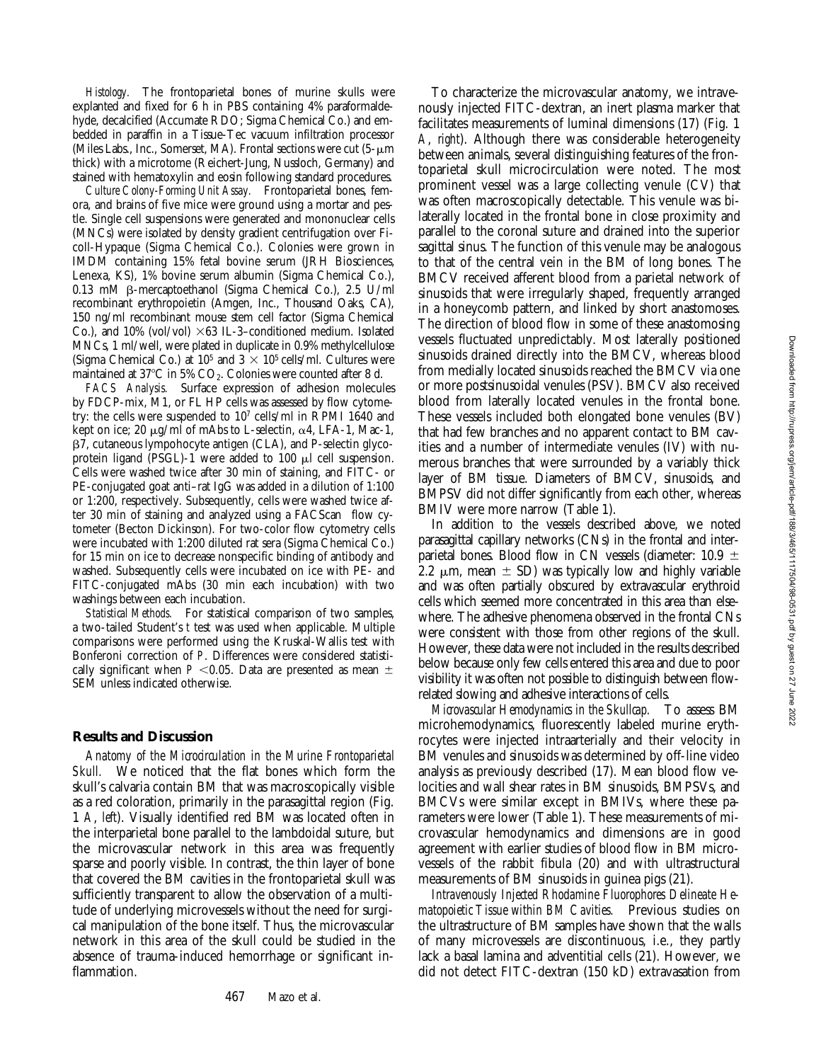*Histology.* The frontoparietal bones of murine skulls were explanted and fixed for 6 h in PBS containing 4% paraformaldehyde, decalcified (Accumate RDO; Sigma Chemical Co.) and embedded in paraffin in a Tissue-Tec vacuum infiltration processor (Miles Labs., Inc., Somerset, MA). Frontal sections were cut (5-μm thick) with a microtome (Reichert-Jung, Nussloch, Germany) and stained with hematoxylin and eosin following standard procedures.

*Culture Colony-Forming Unit Assay.* Frontoparietal bones, femora, and brains of five mice were ground using a mortar and pestle. Single cell suspensions were generated and mononuclear cells (MNCs) were isolated by density gradient centrifugation over Ficoll-Hypaque (Sigma Chemical Co.). Colonies were grown in IMDM containing 15% fetal bovine serum (JRH Biosciences, Lenexa, KS), 1% bovine serum albumin (Sigma Chemical Co.), 0.13 mM β-mercaptoethanol (Sigma Chemical Co.), 2.5 U/ml recombinant erythropoietin (Amgen, Inc., Thousand Oaks, CA), 150 ng/ml recombinant mouse stem cell factor (Sigma Chemical Co.), and 10% (vol/vol) ×63 IL-3–conditioned medium. Isolated MNCs, 1 ml/well, were plated in duplicate in 0.9% methylcellulose (Sigma Chemical Co.) at $10^5$ and $3 \times 10^5$ cells/ml. Cultures were maintained at 37°C in 5% $CO_2$. Colonies were counted after 8 d.

*FACS Analysis.* Surface expression of adhesion molecules by FDCP-mix, M1, or FL HP cells was assessed by flow cytometry: the cells were suspended to $10^7$ cells/ml in RPMI 1640 and kept on ice; 20 μg/ml of mAbs to L-selectin, α4, LFA-1, Mac-1, β7, cutaneous lympohocyte antigen (CLA), and P-selectin glycoprotein ligand (PSGL)-1 were added to 100 μl cell suspension. Cells were washed twice after 30 min of staining, and FITC- or PE-conjugated goat anti–rat IgG was added in a dilution of 1:100 or 1:200, respectively. Subsequently, cells were washed twice after 30 min of staining and analyzed using a FACScan flow cytometer (Becton Dickinson). For two-color flow cytometry cells were incubated with 1:200 diluted rat sera (Sigma Chemical Co.) for 15 min on ice to decrease nonspecific binding of antibody and washed. Subsequently cells were incubated on ice with PE- and FITC-conjugated mAbs (30 min each incubation) with two washings between each incubation.

*Statistical Methods.* For statistical comparison of two samples, a two-tailed Student's *t* test was used when applicable. Multiple comparisons were performed using the Kruskal-Wallis test with Bonferoni correction of *P*. Differences were considered statistically significant when $P < 0.05$. Data are presented as mean ± SEM unless indicated otherwise.

## Results and Discussion

*Anatomy of the Microcirculation in the Murine Frontoparietal Skull.* We noticed that the flat bones which form the skull's calvaria contain BM that was macroscopically visible as a red coloration, primarily in the parasagittal region (Fig. 1 *A*, *left*). Visually identified red BM was located often in the interparietal bone parallel to the lambdoidal suture, but the microvascular network in this area was frequently sparse and poorly visible. In contrast, the thin layer of bone that covered the BM cavities in the frontoparietal skull was sufficiently transparent to allow the observation of a multitude of underlying microvessels without the need for surgical manipulation of the bone itself. Thus, the microvascular network in this area of the skull could be studied in the absence of trauma-induced hemorrhage or significant inflammation.

To characterize the microvascular anatomy, we intravenously injected FITC-dextran, an inert plasma marker that facilitates measurements of luminal dimensions (17) (Fig. 1 *A*, *right*). Although there was considerable heterogeneity between animals, several distinguishing features of the frontoparietal skull microcirculation were noted. The most prominent vessel was a large collecting venule (CV) that was often macroscopically detectable. This venule was bilaterally located in the frontal bone in close proximity and parallel to the coronal suture and drained into the superior sagittal sinus. The function of this venule may be analogous to that of the central vein in the BM of long bones. The BMCV received afferent blood from a parietal network of sinusoids that were irregularly shaped, frequently arranged in a honeycomb pattern, and linked by short anastomoses. The direction of blood flow in some of these anastomosing vessels fluctuated unpredictably. Most laterally positioned sinusoids drained directly into the BMCV, whereas blood from medially located sinusoids reached the BMCV via one or more postsinusoidal venules (PSV). BMCV also received blood from laterally located venules in the frontal bone. These vessels included both elongated bone venules (BV) that had few branches and no apparent contact to BM cavities and a number of intermediate venules (IV) with numerous branches that were surrounded by a variably thick layer of BM tissue. Diameters of BMCV, sinusoids, and BMPSV did not differ significantly from each other, whereas BMIV were more narrow (Table 1).

In addition to the vessels described above, we noted parasagittal capillary networks (CNs) in the frontal and interparietal bones. Blood flow in CN vessels (diameter: 10.9 ± 2.2 μm, mean ± SD) was typically low and highly variable and was often partially obscured by extravascular erythroid cells which seemed more concentrated in this area than elsewhere. The adhesive phenomena observed in the frontal CNs were consistent with those from other regions of the skull. However, these data were not included in the results described below because only few cells entered this area and due to poor visibility it was often not possible to distinguish between flow-related slowing and adhesive interactions of cells.

*Microvascular Hemodynamics in the Skullcap.* To assess BM microhemodynamics, fluorescently labeled murine erythrocytes were injected intraarterially and their velocity in BM venules and sinusoids was determined by off-line video analysis as previously described (17). Mean blood flow velocities and wall shear rates in BM sinusoids, BMPSVs, and BMCVs were similar except in BMIVs, where these parameters were lower (Table 1). These measurements of microvascular hemodynamics and dimensions are in good agreement with earlier studies of blood flow in BM microvessels of the rabbit fibula (20) and with ultrastructural measurements of BM sinusoids in guinea pigs (21).

*Intravenously Injected Rhodamine Fluorophores Delineate Hematopoietic Tissue within BM Cavities.* Previous studies on the ultrastructure of BM samples have shown that the walls of many microvessels are discontinuous, i.e., they partly lack a basal lamina and adventitial cells (21). However, we did not detect FITC-dextran (150 kD) extravasation from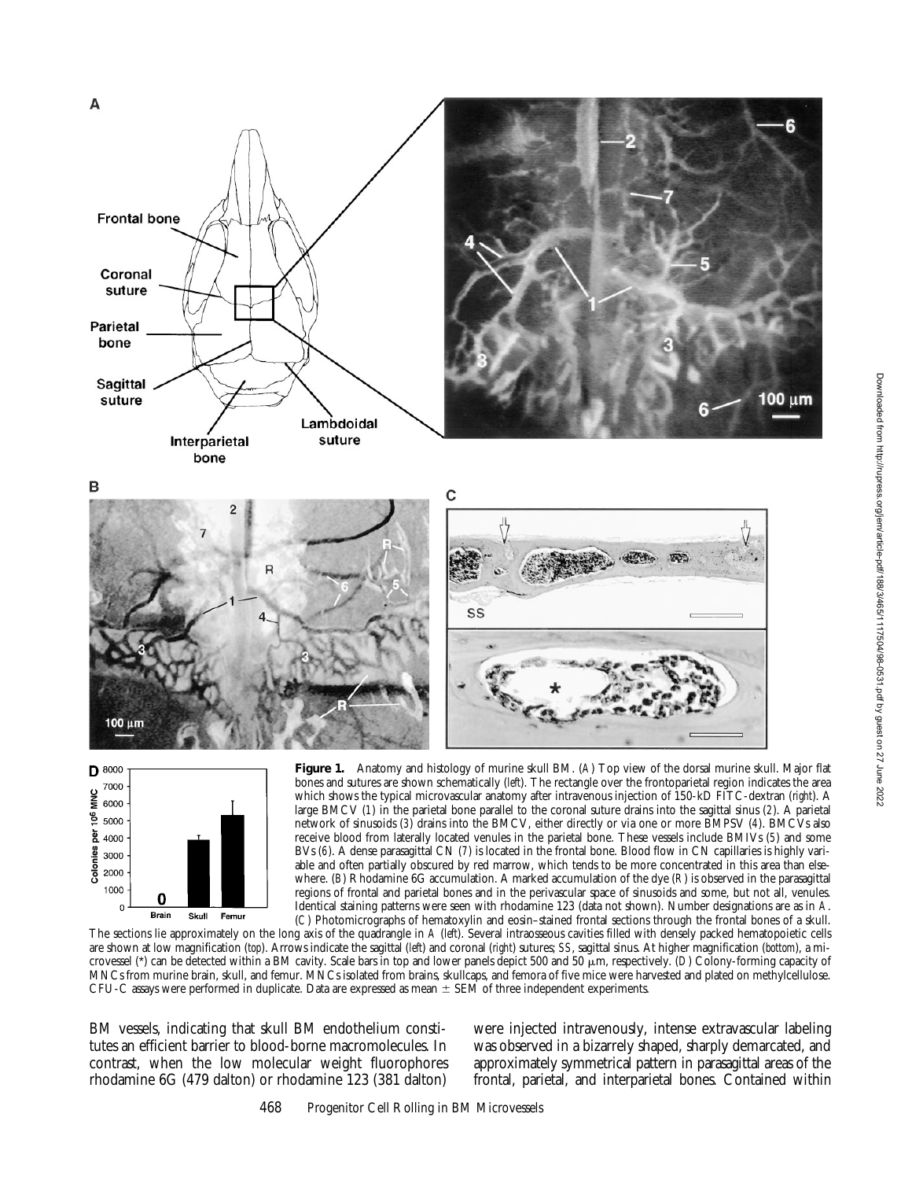**Figure 1.** Anatomy and histology of murine skull BM. (*A*) Top view of the dorsal murine skull. Major flat bones and sutures are shown schematically (*left*). The rectangle over the frontoparietal region indicates the area which shows the typical microvascular anatomy after intravenous injection of 150-kD FITC-dextran (*right*). A large BMCV (*1*) in the parietal bone parallel to the coronal suture drains into the sagittal sinus (*2*). A parietal network of sinusoids (*3*) drains into the BMCV, either directly or via one or more BMPSV (*4*). BMCVs also receive blood from laterally located venules in the parietal bone. These vessels include BMIVs (*5*) and some BVs (*6*). A dense parasagittal CN (*7*) is located in the frontal bone. Blood flow in CN capillaries is highly variable and often partially obscured by red marrow, which tends to be more concentrated in this area than elsewhere. (*B*) Rhodamine 6G accumulation. A marked accumulation of the dye (*R*) is observed in the parasagittal regions of frontal and parietal bones and in the perivascular space of sinusoids and some, but not all, venules. Identical staining patterns were seen with rhodamine 123 (data not shown). Number designations are as in *A*. (*C*) Photomicrographs of hematoxylin and eosin–stained frontal sections through the frontal bones of a skull. The sections lie approximately on the long axis of the quadrangle in *A* (*left*). Several intraosseous cavities filled with densely packed hematopoietic cells are shown at low magnification (*top*). Arrows indicate the sagittal (*left*) and coronal (*right*) sutures; *SS*, sagittal sinus. At higher magnification (*bottom*), a microvessel (*) can be detected within a BM cavity. Scale bars in top and lower panels depict 500 and 50 μm, respectively. (*D*) Colony-forming capacity of MNCs from murine brain, skull, and femur. MNCs isolated from brains, skullcaps, and femora of five mice were harvested and plated on methylcellulose. CFU-C assays were performed in duplicate. Data are expressed as mean ± SEM of three independent experiments.

BM vessels, indicating that skull BM endothelium constitutes an efficient barrier to blood-borne macromolecules. In contrast, when the low molecular weight fluorophores rhodamine 6G (479 dalton) or rhodamine 123 (381 dalton) were injected intravenously, intense extravascular labeling was observed in a bizarrely shaped, sharply demarcated, and approximately symmetrical pattern in parasagittal areas of the frontal, parietal, and interparietal bones. Contained within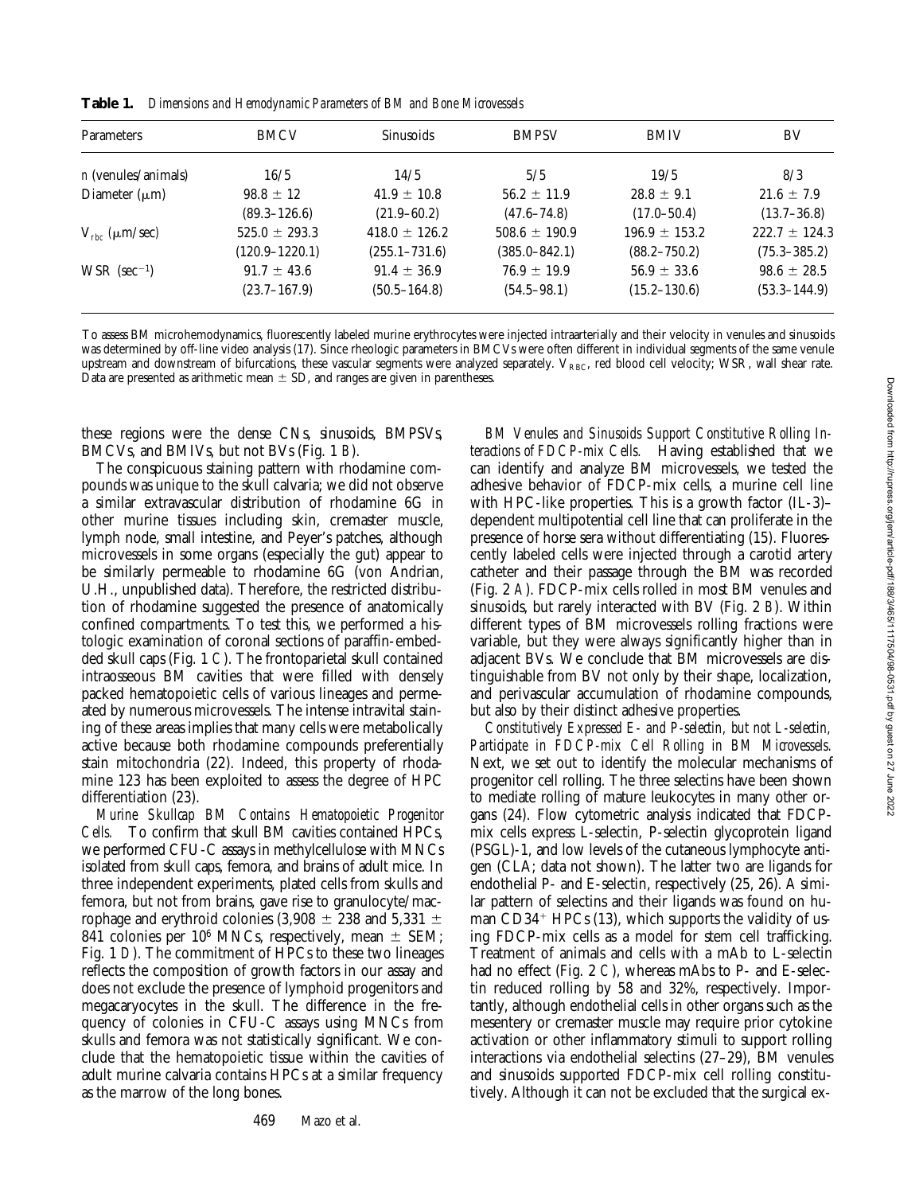**Table 1.** *Dimensions and Hemodynamic Parameters of BM and Bone Microvessels*

| Parameters | BMCV | Sinusoids | BMPSV | BMIV | BV |
|---|---|---|---|---|---|
| *n* (venules/animals) | 16/5 | 14/5 | 5/5 | 19/5 | 8/3 |
| Diameter (μm) | 98.8 ± 12 | 41.9 ± 10.8 | 56.2 ± 11.9 | 28.8 ± 9.1 | 21.6 ± 7.9 |
| | (89.3–126.6) | (21.9–60.2) | (47.6–74.8) | (17.0–50.4) | (13.7–36.8) |
| $V_{rbc}$ (μm/sec) | 525.0 ± 293.3 | 418.0 ± 126.2 | 508.6 ± 190.9 | 196.9 ± 153.2 | 222.7 ± 124.3 |
| | (120.9–1220.1) | (255.1–731.6) | (385.0–842.1) | (88.2–750.2) | (75.3–385.2) |
| WSR ($sec^{-1}$) | 91.7 ± 43.6 | 91.4 ± 36.9 | 76.9 ± 19.9 | 56.9 ± 33.6 | 98.6 ± 28.5 |
| | (23.7–167.9) | (50.5–164.8) | (54.5–98.1) | (15.2–130.6) | (53.3–144.9) |

To assess BM microhemodynamics, fluorescently labeled murine erythrocytes were injected intraarterially and their velocity in venules and sinusoids was determined by off-line video analysis (17). Since rheologic parameters in BMCVs were often different in individual segments of the same venule upstream and downstream of bifurcations, these vascular segments were analyzed separately. $V_{RBC}$, red blood cell velocity; WSR, wall shear rate. Data are presented as arithmetic mean ± SD, and ranges are given in parentheses.

these regions were the dense CNs, sinusoids, BMPSVs, BMCVs, and BMIVs, but not BVs (Fig. 1 *B*).

The conspicuous staining pattern with rhodamine compounds was unique to the skull calvaria; we did not observe a similar extravascular distribution of rhodamine 6G in other murine tissues including skin, cremaster muscle, lymph node, small intestine, and Peyer's patches, although microvessels in some organs (especially the gut) appear to be similarly permeable to rhodamine 6G (von Andrian, U.H., unpublished data). Therefore, the restricted distribution of rhodamine suggested the presence of anatomically confined compartments. To test this, we performed a histologic examination of coronal sections of paraffin-embedded skull caps (Fig. 1 *C*). The frontoparietal skull contained intraosseous BM cavities that were filled with densely packed hematopoietic cells of various lineages and permeated by numerous microvessels. The intense intravital staining of these areas implies that many cells were metabolically active because both rhodamine compounds preferentially stain mitochondria (22). Indeed, this property of rhodamine 123 has been exploited to assess the degree of HPC differentiation (23).

*Murine Skullcap BM Contains Hematopoietic Progenitor Cells.* To confirm that skull BM cavities contained HPCs, we performed CFU-C assays in methylcellulose with MNCs isolated from skull caps, femora, and brains of adult mice. In three independent experiments, plated cells from skulls and femora, but not from brains, gave rise to granulocyte/macrophage and erythroid colonies (3,908 ± 238 and 5,331 ± 841 colonies per $10^6$ MNCs, respectively, mean ± SEM; Fig. 1 *D*). The commitment of HPCs to these two lineages reflects the composition of growth factors in our assay and does not exclude the presence of lymphoid progenitors and megacaryocytes in the skull. The difference in the frequency of colonies in CFU-C assays using MNCs from skulls and femora was not statistically significant. We conclude that the hematopoietic tissue within the cavities of adult murine calvaria contains HPCs at a similar frequency as the marrow of the long bones.

*BM Venules and Sinusoids Support Constitutive Rolling Interactions of FDCP-mix Cells.* Having established that we can identify and analyze BM microvessels, we tested the adhesive behavior of FDCP-mix cells, a murine cell line with HPC-like properties. This is a growth factor (IL-3)–dependent multipotential cell line that can proliferate in the presence of horse sera without differentiating (15). Fluorescently labeled cells were injected through a carotid artery catheter and their passage through the BM was recorded (Fig. 2 *A*). FDCP-mix cells rolled in most BM venules and sinusoids, but rarely interacted with BV (Fig. 2 *B*). Within different types of BM microvessels rolling fractions were variable, but they were always significantly higher than in adjacent BVs. We conclude that BM microvessels are distinguishable from BV not only by their shape, localization, and perivascular accumulation of rhodamine compounds, but also by their distinct adhesive properties.

*Constitutively Expressed E- and P-selectin, but not L-selectin, Participate in FDCP-mix Cell Rolling in BM Microvessels.* Next, we set out to identify the molecular mechanisms of progenitor cell rolling. The three selectins have been shown to mediate rolling of mature leukocytes in many other organs (24). Flow cytometric analysis indicated that FDCP-mix cells express L-selectin, P-selectin glycoprotein ligand (PSGL)-1, and low levels of the cutaneous lymphocyte antigen (CLA; data not shown). The latter two are ligands for endothelial P- and E-selectin, respectively (25, 26). A similar pattern of selectins and their ligands was found on human $CD34^+$ HPCs (13), which supports the validity of using FDCP-mix cells as a model for stem cell trafficking. Treatment of animals and cells with a mAb to L-selectin had no effect (Fig. 2 *C*), whereas mAbs to P- and E-selectin reduced rolling by 58 and 32%, respectively. Importantly, although endothelial cells in other organs such as the mesentery or cremaster muscle may require prior cytokine activation or other inflammatory stimuli to support rolling interactions via endothelial selectins (27–29), BM venules and sinusoids supported FDCP-mix cell rolling constitutively. Although it can not be excluded that the surgical ex-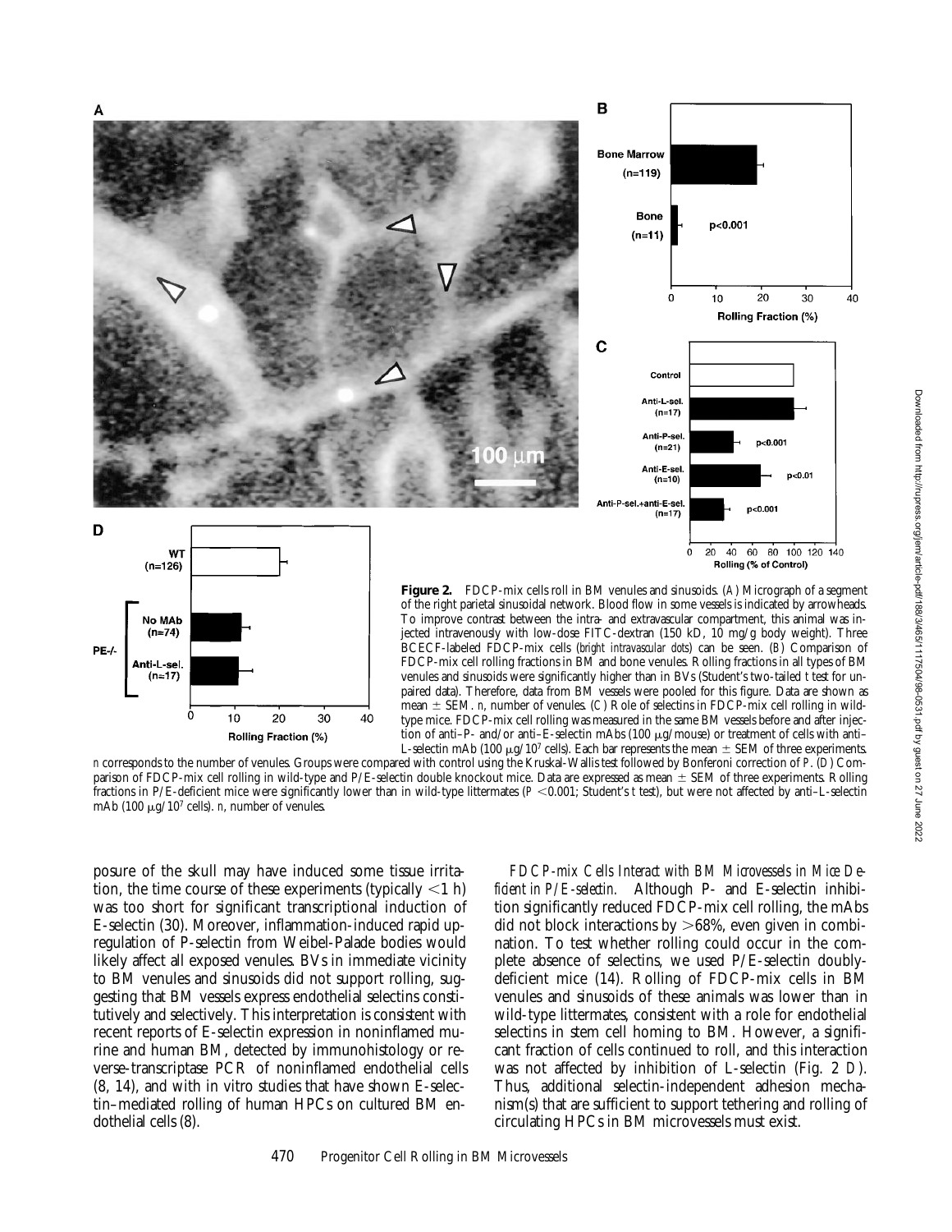**Figure 2.** FDCP-mix cells roll in BM venules and sinusoids. (*A*) Micrograph of a segment of the right parietal sinusoidal network. Blood flow in some vessels is indicated by arrowheads. To improve contrast between the intra- and extravascular compartment, this animal was injected intravenously with low-dose FITC-dextran (150 kD, 10 mg/g body weight). Three BCECF-labeled FDCP-mix cells (*bright intravascular dots*) can be seen. (*B*) Comparison of FDCP-mix cell rolling fractions in BM and bone venules. Rolling fractions in all types of BM venules and sinusoids were significantly higher than in BVs (Student's two-tailed *t* test for unpaired data). Therefore, data from BM vessels were pooled for this figure. Data are shown as mean ± SEM. *n*, number of venules. (*C*) Role of selectins in FDCP-mix cell rolling in wild-type mice. FDCP-mix cell rolling was measured in the same BM vessels before and after injection of anti–P- and/or anti–E-selectin mAbs (100 μg/mouse) or treatment of cells with anti–L-selectin mAb (100 μg/$10^7$ cells). Each bar represents the mean ± SEM of three experiments. *n* corresponds to the number of venules. Groups were compared with control using the Kruskal-Wallis test followed by Bonferoni correction of *P*. (*D*) Comparison of FDCP-mix cell rolling in wild-type and P/E-selectin double knockout mice. Data are expressed as mean ± SEM of three experiments. Rolling fractions in P/E-deficient mice were significantly lower than in wild-type littermates ($P < 0.001$; Student's *t* test), but were not affected by anti–L-selectin mAb (100 μg/$10^7$ cells). *n*, number of venules.

posure of the skull may have induced some tissue irritation, the time course of these experiments (typically <1 h) was too short for significant transcriptional induction of E-selectin (30). Moreover, inflammation-induced rapid upregulation of P-selectin from Weibel-Palade bodies would likely affect all exposed venules. BVs in immediate vicinity to BM venules and sinusoids did not support rolling, suggesting that BM vessels express endothelial selectins constitutively and selectively. This interpretation is consistent with recent reports of E-selectin expression in noninflamed murine and human BM, detected by immunohistology or reverse-transcriptase PCR of noninflamed endothelial cells (8, 14), and with in vitro studies that have shown E-selectin–mediated rolling of human HPCs on cultured BM endothelial cells (8).

*FDCP-mix Cells Interact with BM Microvessels in Mice Deficient in P/E-selectin.* Although P- and E-selectin inhibition significantly reduced FDCP-mix cell rolling, the mAbs did not block interactions by >68%, even given in combination. To test whether rolling could occur in the complete absence of selectins, we used P/E-selectin doubly-deficient mice (14). Rolling of FDCP-mix cells in BM venules and sinusoids of these animals was lower than in wild-type littermates, consistent with a role for endothelial selectins in stem cell homing to BM. However, a significant fraction of cells continued to roll, and this interaction was not affected by inhibition of L-selectin (Fig. 2 *D*). Thus, additional selectin-independent adhesion mechanism(s) that are sufficient to support tethering and rolling of circulating HPCs in BM microvessels must exist.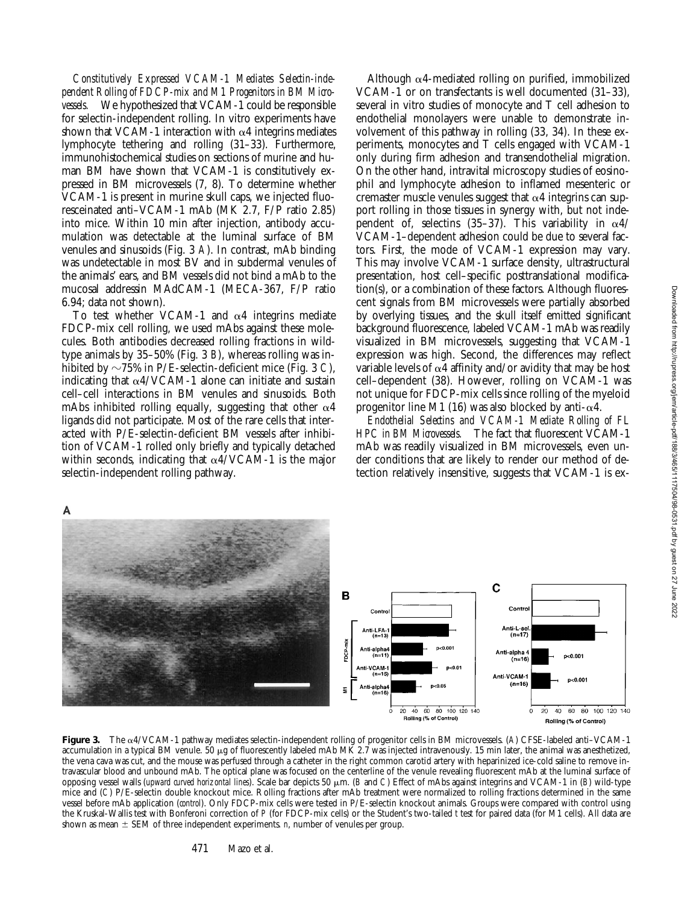*Constitutively Expressed VCAM-1 Mediates Selectin-independent Rolling of FDCP-mix and M1 Progenitors in BM Microvessels.* We hypothesized that VCAM-1 could be responsible for selectin-independent rolling. In vitro experiments have shown that VCAM-1 interaction with α4 integrins mediates lymphocyte tethering and rolling (31–33). Furthermore, immunohistochemical studies on sections of murine and human BM have shown that VCAM-1 is constitutively expressed in BM microvessels (7, 8). To determine whether VCAM-1 is present in murine skull caps, we injected fluoresceinated anti–VCAM-1 mAb (MK 2.7, F/P ratio 2.85) into mice. Within 10 min after injection, antibody accumulation was detectable at the luminal surface of BM venules and sinusoids (Fig. 3 *A*). In contrast, mAb binding was undetectable in most BV and in subdermal venules of the animals' ears, and BM vessels did not bind a mAb to the mucosal addressin MAdCAM-1 (MECA-367, F/P ratio 6.94; data not shown).

To test whether VCAM-1 and α4 integrins mediate FDCP-mix cell rolling, we used mAbs against these molecules. Both antibodies decreased rolling fractions in wild-type animals by 35–50% (Fig. 3 *B*), whereas rolling was inhibited by ~75% in P/E-selectin-deficient mice (Fig. 3 *C*), indicating that α4/VCAM-1 alone can initiate and sustain cell–cell interactions in BM venules and sinusoids. Both mAbs inhibited rolling equally, suggesting that other α4 ligands did not participate. Most of the rare cells that interacted with P/E-selectin-deficient BM vessels after inhibition of VCAM-1 rolled only briefly and typically detached within seconds, indicating that α4/VCAM-1 is the major selectin-independent rolling pathway.

Although α4-mediated rolling on purified, immobilized VCAM-1 or on transfectants is well documented (31–33), several in vitro studies of monocyte and T cell adhesion to endothelial monolayers were unable to demonstrate involvement of this pathway in rolling (33, 34). In these experiments, monocytes and T cells engaged with VCAM-1 only during firm adhesion and transendothelial migration. On the other hand, intravital microscopy studies of eosinophil and lymphocyte adhesion to inflamed mesenteric or cremaster muscle venules suggest that α4 integrins can support rolling in those tissues in synergy with, but not independent of, selectins (35–37). This variability in α4/VCAM-1–dependent adhesion could be due to several factors. First, the mode of VCAM-1 expression may vary. This may involve VCAM-1 surface density, ultrastructural presentation, host cell–specific posttranslational modification(s), or a combination of these factors. Although fluorescent signals from BM microvessels were partially absorbed by overlying tissues, and the skull itself emitted significant background fluorescence, labeled VCAM-1 mAb was readily visualized in BM microvessels, suggesting that VCAM-1 expression was high. Second, the differences may reflect variable levels of α4 affinity and/or avidity that may be host cell–dependent (38). However, rolling on VCAM-1 was not unique for FDCP-mix cells since rolling of the myeloid progenitor line M1 (16) was also blocked by anti-α4.

*Endothelial Selectins and VCAM-1 Mediate Rolling of FL HPC in BM Microvessels.* The fact that fluorescent VCAM-1 mAb was readily visualized in BM microvessels, even under conditions that are likely to render our method of detection relatively insensitive, suggests that VCAM-1 is ex-

**Figure 3.** The α4/VCAM-1 pathway mediates selectin-independent rolling of progenitor cells in BM microvessels. (*A*) CFSE-labeled anti–VCAM-1 accumulation in a typical BM venule. 50 μg of fluorescently labeled mAb MK 2.7 was injected intravenously. 15 min later, the animal was anesthetized, the vena cava was cut, and the mouse was perfused through a catheter in the right common carotid artery with heparinized ice-cold saline to remove intravascular blood and unbound mAb. The optical plane was focused on the centerline of the venule revealing fluorescent mAb at the luminal surface of opposing vessel walls (*upward curved horizontal lines*). Scale bar depicts 50 μm. (*B* and *C*) Effect of mAbs against integrins and VCAM-1 in (*B*) wild-type mice and (*C*) P/E-selectin double knockout mice. Rolling fractions after mAb treatment were normalized to rolling fractions determined in the same vessel before mAb application (*control*). Only FDCP-mix cells were tested in P/E-selectin knockout animals. Groups were compared with control using the Kruskal-Wallis test with Bonferoni correction of *P* (for FDCP-mix cells) or the Student's two-tailed *t* test for paired data (for M1 cells). All data are shown as mean ± SEM of three independent experiments. *n*, number of venules per group.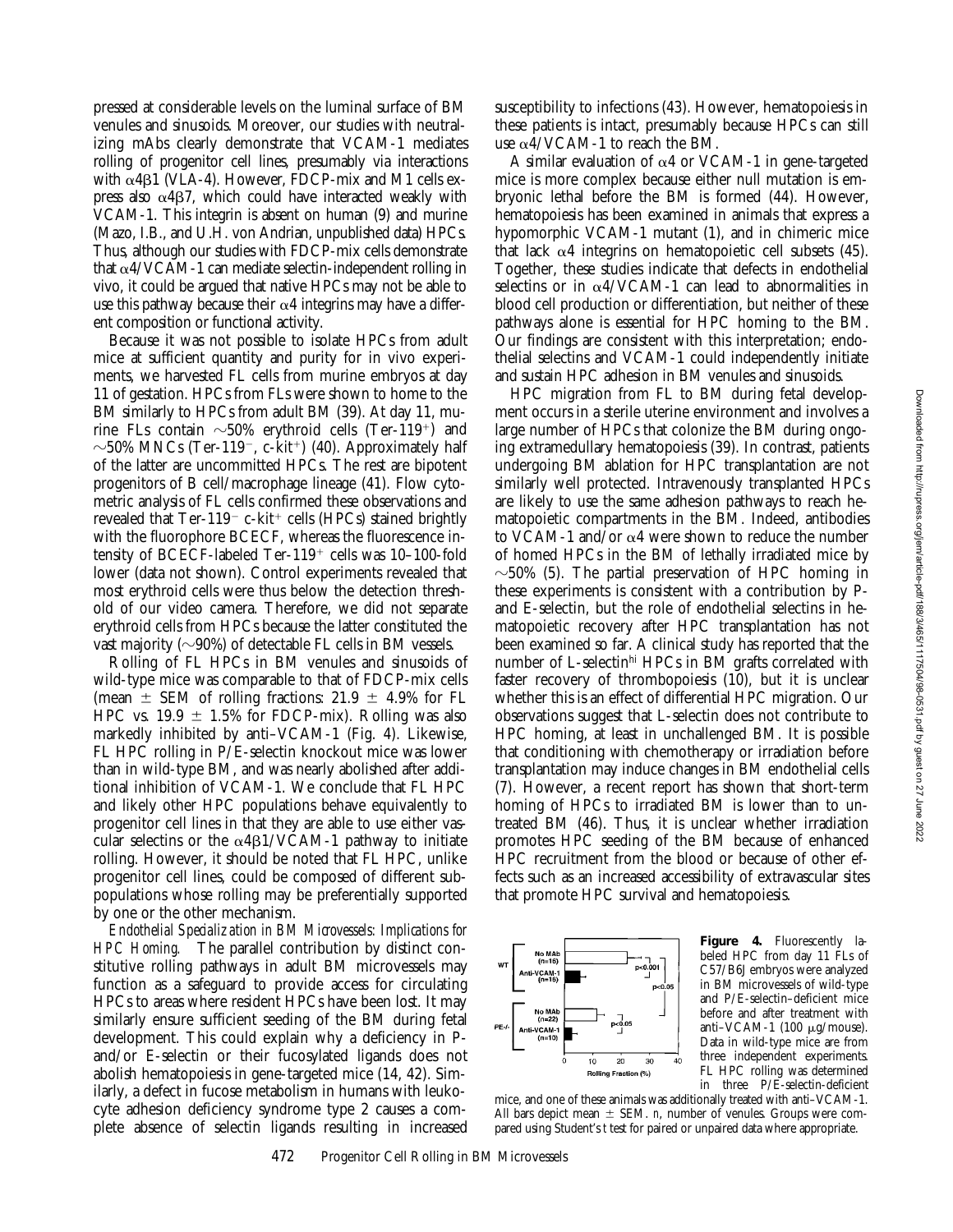pressed at considerable levels on the luminal surface of BM venules and sinusoids. Moreover, our studies with neutralizing mAbs clearly demonstrate that VCAM-1 mediates rolling of progenitor cell lines, presumably via interactions with α4β1 (VLA-4). However, FDCP-mix and M1 cells express also α4β7, which could have interacted weakly with VCAM-1. This integrin is absent on human (9) and murine (Mazo, I.B., and U.H. von Andrian, unpublished data) HPCs. Thus, although our studies with FDCP-mix cells demonstrate that α4/VCAM-1 can mediate selectin-independent rolling in vivo, it could be argued that native HPCs may not be able to use this pathway because their α4 integrins may have a different composition or functional activity.

Because it was not possible to isolate HPCs from adult mice at sufficient quantity and purity for in vivo experiments, we harvested FL cells from murine embryos at day 11 of gestation. HPCs from FLs were shown to home to the BM similarly to HPCs from adult BM (39). At day 11, murine FLs contain ~50% erythroid cells (Ter-119$^+$) and ~50% MNCs (Ter-119$^-$, c-kit$^+$) (40). Approximately half of the latter are uncommitted HPCs. The rest are bipotent progenitors of B cell/macrophage lineage (41). Flow cytometric analysis of FL cells confirmed these observations and revealed that Ter-119$^-$ c-kit$^+$ cells (HPCs) stained brightly with the fluorophore BCECF, whereas the fluorescence intensity of BCECF-labeled Ter-119$^+$ cells was 10–100-fold lower (data not shown). Control experiments revealed that most erythroid cells were thus below the detection threshold of our video camera. Therefore, we did not separate erythroid cells from HPCs because the latter constituted the vast majority (~90%) of detectable FL cells in BM vessels.

Rolling of FL HPCs in BM venules and sinusoids of wild-type mice was comparable to that of FDCP-mix cells (mean ± SEM of rolling fractions: 21.9 ± 4.9% for FL HPC vs. 19.9 ± 1.5% for FDCP-mix). Rolling was also markedly inhibited by anti–VCAM-1 (Fig. 4). Likewise, FL HPC rolling in P/E-selectin knockout mice was lower than in wild-type BM, and was nearly abolished after additional inhibition of VCAM-1. We conclude that FL HPC and likely other HPC populations behave equivalently to progenitor cell lines in that they are able to use either vascular selectins or the α4β1/VCAM-1 pathway to initiate rolling. However, it should be noted that FL HPC, unlike progenitor cell lines, could be composed of different subpopulations whose rolling may be preferentially supported by one or the other mechanism.

*Endothelial Specialization in BM Microvessels: Implications for HPC Homing.* The parallel contribution by distinct constitutive rolling pathways in adult BM microvessels may function as a safeguard to provide access for circulating HPCs to areas where resident HPCs have been lost. It may similarly ensure sufficient seeding of the BM during fetal development. This could explain why a deficiency in P- and/or E-selectin or their fucosylated ligands does not abolish hematopoiesis in gene-targeted mice (14, 42). Similarly, a defect in fucose metabolism in humans with leukocyte adhesion deficiency syndrome type 2 causes a complete absence of selectin ligands resulting in increased susceptibility to infections (43). However, hematopoiesis in these patients is intact, presumably because HPCs can still use α4/VCAM-1 to reach the BM.

A similar evaluation of α4 or VCAM-1 in gene-targeted mice is more complex because either null mutation is embryonic lethal before the BM is formed (44). However, hematopoiesis has been examined in animals that express a hypomorphic VCAM-1 mutant (1), and in chimeric mice that lack α4 integrins on hematopoietic cell subsets (45). Together, these studies indicate that defects in endothelial selectins or in α4/VCAM-1 can lead to abnormalities in blood cell production or differentiation, but neither of these pathways alone is essential for HPC homing to the BM. Our findings are consistent with this interpretation; endothelial selectins and VCAM-1 could independently initiate and sustain HPC adhesion in BM venules and sinusoids.

HPC migration from FL to BM during fetal development occurs in a sterile uterine environment and involves a large number of HPCs that colonize the BM during ongoing extramedullary hematopoiesis (39). In contrast, patients undergoing BM ablation for HPC transplantation are not similarly well protected. Intravenously transplanted HPCs are likely to use the same adhesion pathways to reach hematopoietic compartments in the BM. Indeed, antibodies to VCAM-1 and/or α4 were shown to reduce the number of homed HPCs in the BM of lethally irradiated mice by ~50% (5). The partial preservation of HPC homing in these experiments is consistent with a contribution by P- and E-selectin, but the role of endothelial selectins in hematopoietic recovery after HPC transplantation has not been examined so far. A clinical study has reported that the number of L-selectin$^{hi}$ HPCs in BM grafts correlated with faster recovery of thrombopoiesis (10), but it is unclear whether this is an effect of differential HPC migration. Our observations suggest that L-selectin does not contribute to HPC homing, at least in unchallenged BM. It is possible that conditioning with chemotherapy or irradiation before transplantation may induce changes in BM endothelial cells (7). However, a recent report has shown that short-term homing of HPCs to irradiated BM is lower than to untreated BM (46). Thus, it is unclear whether irradiation promotes HPC seeding of the BM because of enhanced HPC recruitment from the blood or because of other effects such as an increased accessibility of extravascular sites that promote HPC survival and hematopoiesis.

**Figure 4.** Fluorescently labeled HPC from day 11 FLs of C57/B6J embryos were analyzed in BM microvessels of wild-type and P/E-selectin–deficient mice before and after treatment with anti–VCAM-1 (100 μg/mouse). Data in wild-type mice are from three independent experiments. FL HPC rolling was determined in three P/E-selectin-deficient mice, and one of these animals was additionally treated with anti–VCAM-1. All bars depict mean ± SEM. n, number of venules. Groups were compared using Student's t test for paired or unpaired data where appropriate.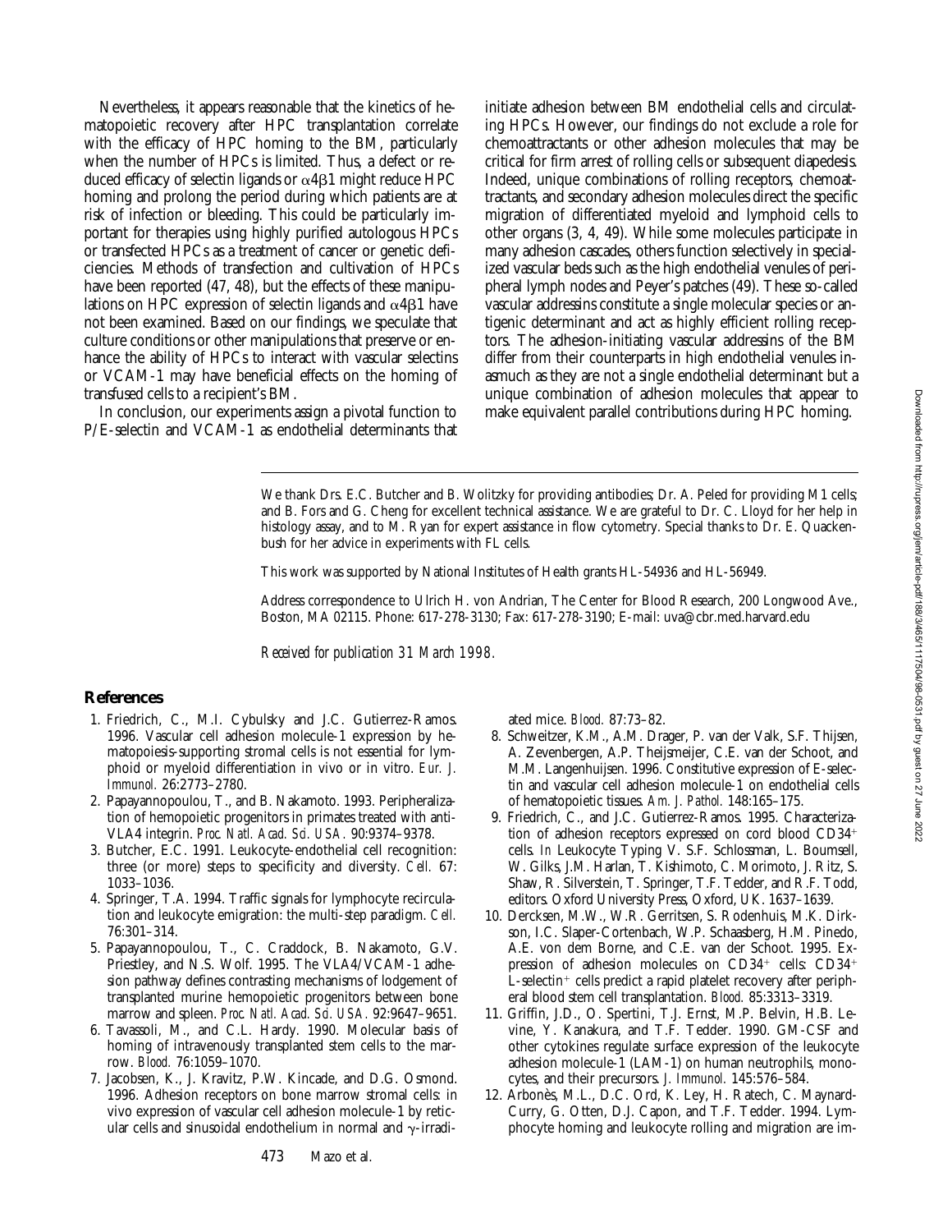Nevertheless, it appears reasonable that the kinetics of hematopoietic recovery after HPC transplantation correlate with the efficacy of HPC homing to the BM, particularly when the number of HPCs is limited. Thus, a defect or reduced efficacy of selectin ligands or $\alpha4\beta1$ might reduce HPC homing and prolong the period during which patients are at risk of infection or bleeding. This could be particularly important for therapies using highly purified autologous HPCs or transfected HPCs as a treatment of cancer or genetic deficiencies. Methods of transfection and cultivation of HPCs have been reported (47, 48), but the effects of these manipulations on HPC expression of selectin ligands and $\alpha4\beta1$ have not been examined. Based on our findings, we speculate that culture conditions or other manipulations that preserve or enhance the ability of HPCs to interact with vascular selectins or VCAM-1 may have beneficial effects on the homing of transfused cells to a recipient's BM.

In conclusion, our experiments assign a pivotal function to P/E-selectin and VCAM-1 as endothelial determinants that initiate adhesion between BM endothelial cells and circulating HPCs. However, our findings do not exclude a role for chemoattractants or other adhesion molecules that may be critical for firm arrest of rolling cells or subsequent diapedesis. Indeed, unique combinations of rolling receptors, chemoattractants, and secondary adhesion molecules direct the specific migration of differentiated myeloid and lymphoid cells to other organs (3, 4, 49). While some molecules participate in many adhesion cascades, others function selectively in specialized vascular beds such as the high endothelial venules of peripheral lymph nodes and Peyer's patches (49). These so-called vascular addressins constitute a single molecular species or antigenic determinant and act as highly efficient rolling receptors. The adhesion-initiating vascular addressins of the BM differ from their counterparts in high endothelial venules inasmuch as they are not a single endothelial determinant but a unique combination of adhesion molecules that appear to make equivalent parallel contributions during HPC homing.

We thank Drs. E.C. Butcher and B. Wolitzky for providing antibodies; Dr. A. Peled for providing M1 cells; and B. Fors and G. Cheng for excellent technical assistance. We are grateful to Dr. C. Lloyd for her help in histology assay, and to M. Ryan for expert assistance in flow cytometry. Special thanks to Dr. E. Quackenbush for her advice in experiments with FL cells.

This work was supported by National Institutes of Health grants HL-54936 and HL-56949.

Address correspondence to Ulrich H. von Andrian, The Center for Blood Research, 200 Longwood Ave., Boston, MA 02115. Phone: 617-278-3130; Fax: 617-278-3190; E-mail: uva@cbr.med.harvard.edu

*Received for publication 31 March 1998.*

## References

1. Friedrich, C., M.I. Cybulsky and J.C. Gutierrez-Ramos. 1996. Vascular cell adhesion molecule-1 expression by hematopoiesis-supporting stromal cells is not essential for lymphoid or myeloid differentiation in vivo or in vitro. *Eur. J. Immunol.* 26:2773–2780.
2. Papayannopoulou, T., and B. Nakamoto. 1993. Peripheralization of hemopoietic progenitors in primates treated with anti-VLA4 integrin. *Proc. Natl. Acad. Sci. USA.* 90:9374–9378.
3. Butcher, E.C. 1991. Leukocyte-endothelial cell recognition: three (or more) steps to specificity and diversity. *Cell.* 67: 1033–1036.
4. Springer, T.A. 1994. Traffic signals for lymphocyte recirculation and leukocyte emigration: the multi-step paradigm. *Cell.* 76:301–314.
5. Papayannopoulou, T., C. Craddock, B. Nakamoto, G.V. Priestley, and N.S. Wolf. 1995. The VLA4/VCAM-1 adhesion pathway defines contrasting mechanisms of lodgement of transplanted murine hemopoietic progenitors between bone marrow and spleen. *Proc. Natl. Acad. Sci. USA.* 92:9647–9651.
6. Tavassoli, M., and C.L. Hardy. 1990. Molecular basis of homing of intravenously transplanted stem cells to the marrow. *Blood.* 76:1059–1070.
7. Jacobsen, K., J. Kravitz, P.W. Kincade, and D.G. Osmond. 1996. Adhesion receptors on bone marrow stromal cells: in vivo expression of vascular cell adhesion molecule-1 by reticular cells and sinusoidal endothelium in normal and $\gamma$-irradiated mice. *Blood.* 87:73–82.
8. Schweitzer, K.M., A.M. Drager, P. van der Valk, S.F. Thijsen, A. Zevenbergen, A.P. Theijsmeijer, C.E. van der Schoot, and M.M. Langenhuijsen. 1996. Constitutive expression of E-selectin and vascular cell adhesion molecule-1 on endothelial cells of hematopoietic tissues. *Am. J. Pathol.* 148:165–175.
9. Friedrich, C., and J.C. Gutierrez-Ramos. 1995. Characterization of adhesion receptors expressed on cord blood CD34+ cells. *In* Leukocyte Typing V. S.F. Schlossman, L. Boumsell, W. Gilks, J.M. Harlan, T. Kishimoto, C. Morimoto, J. Ritz, S. Shaw, R. Silverstein, T. Springer, T.F. Tedder, and R.F. Todd, editors. Oxford University Press, Oxford, UK. 1637–1639.
10. Dercksen, M.W., W.R. Gerritsen, S. Rodenhuis, M.K. Dirkson, I.C. Slaper-Cortenbach, W.P. Schaasberg, H.M. Pinedo, A.E. von dem Borne, and C.E. van der Schoot. 1995. Expression of adhesion molecules on CD34+ cells: CD34+ L-selectin+ cells predict a rapid platelet recovery after peripheral blood stem cell transplantation. *Blood.* 85:3313–3319.
11. Griffin, J.D., O. Spertini, T.J. Ernst, M.P. Belvin, H.B. Levine, Y. Kanakura, and T.F. Tedder. 1990. GM-CSF and other cytokines regulate surface expression of the leukocyte adhesion molecule-1 (LAM-1) on human neutrophils, monocytes, and their precursors. *J. Immunol.* 145:576–584.
12. Arbonès, M.L., D.C. Ord, K. Ley, H. Ratech, C. Maynard-Curry, G. Otten, D.J. Capon, and T.F. Tedder. 1994. Lymphocyte homing and leukocyte rolling and migration are im-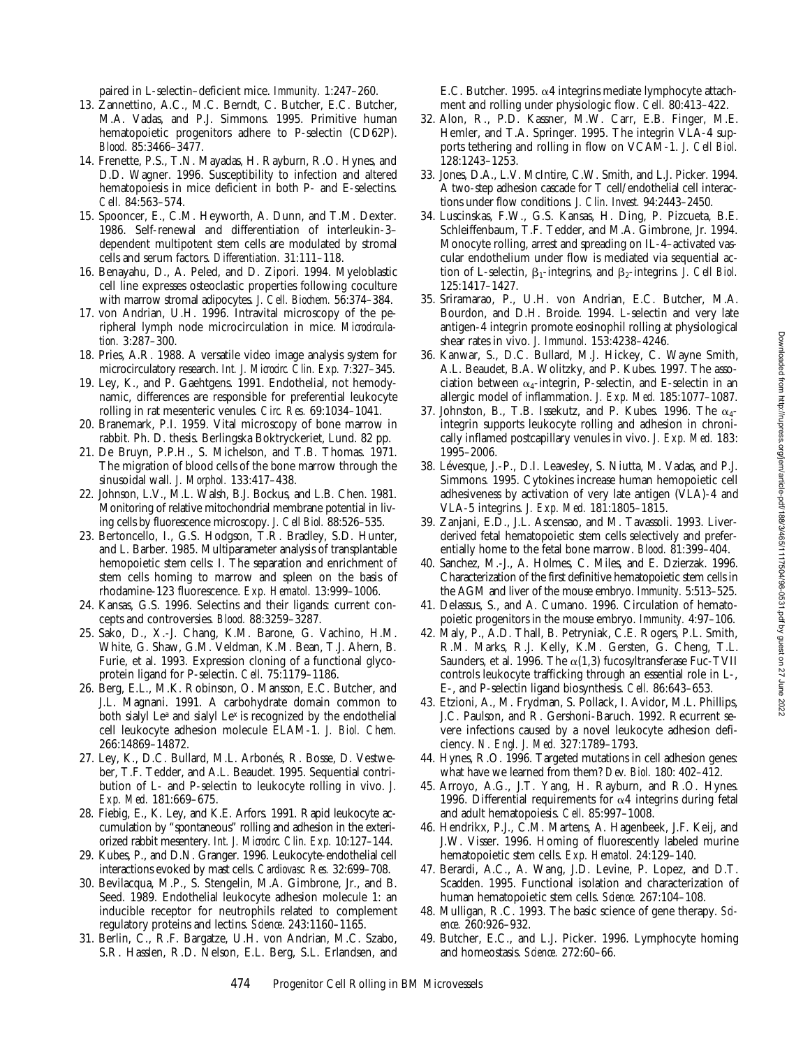paired in L-selectin–deficient mice. *Immunity.* 1:247–260.

13. Zannettino, A.C., M.C. Berndt, C. Butcher, E.C. Butcher, M.A. Vadas, and P.J. Simmons. 1995. Primitive human hematopoietic progenitors adhere to P-selectin (CD62P). *Blood.* 85:3466–3477.
14. Frenette, P.S., T.N. Mayadas, H. Rayburn, R.O. Hynes, and D.D. Wagner. 1996. Susceptibility to infection and altered hematopoiesis in mice deficient in both P- and E-selectins. *Cell.* 84:563–574.
15. Spooncer, E., C.M. Heyworth, A. Dunn, and T.M. Dexter. 1986. Self-renewal and differentiation of interleukin-3–dependent multipotent stem cells are modulated by stromal cells and serum factors. *Differentiation.* 31:111–118.
16. Benayahu, D., A. Peled, and D. Zipori. 1994. Myeloblastic cell line expresses osteoclastic properties following coculture with marrow stromal adipocytes. *J. Cell. Biochem.* 56:374–384.
17. von Andrian, U.H. 1996. Intravital microscopy of the peripheral lymph node microcirculation in mice. *Microcirculation.* 3:287–300.
18. Pries, A.R. 1988. A versatile video image analysis system for microcirculatory research. *Int. J. Microcirc. Clin. Exp.* 7:327–345.
19. Ley, K., and P. Gaehtgens. 1991. Endothelial, not hemodynamic, differences are responsible for preferential leukocyte rolling in rat mesenteric venules. *Circ. Res.* 69:1034–1041.
20. Branemark, P.I. 1959. Vital microscopy of bone marrow in rabbit. Ph. D. thesis. Berlingska Boktryckeriet, Lund. 82 pp.
21. De Bruyn, P.P.H., S. Michelson, and T.B. Thomas. 1971. The migration of blood cells of the bone marrow through the sinusoidal wall. *J. Morphol.* 133:417–438.
22. Johnson, L.V., M.L. Walsh, B.J. Bockus, and L.B. Chen. 1981. Monitoring of relative mitochondrial membrane potential in living cells by fluorescence microscopy. *J. Cell Biol.* 88:526–535.
23. Bertoncello, I., G.S. Hodgson, T.R. Bradley, S.D. Hunter, and L. Barber. 1985. Multiparameter analysis of transplantable hemopoietic stem cells: I. The separation and enrichment of stem cells homing to marrow and spleen on the basis of rhodamine-123 fluorescence. *Exp. Hematol.* 13:999–1006.
24. Kansas, G.S. 1996. Selectins and their ligands: current concepts and controversies. *Blood.* 88:3259–3287.
25. Sako, D., X.-J. Chang, K.M. Barone, G. Vachino, H.M. White, G. Shaw, G.M. Veldman, K.M. Bean, T.J. Ahern, B. Furie, et al. 1993. Expression cloning of a functional glycoprotein ligand for P-selectin. *Cell.* 75:1179–1186.
26. Berg, E.L., M.K. Robinson, O. Mansson, E.C. Butcher, and J.L. Magnani. 1991. A carbohydrate domain common to both sialyl Le$^a$ and sialyl Le$^x$ is recognized by the endothelial cell leukocyte adhesion molecule ELAM-1. *J. Biol. Chem.* 266:14869–14872.
27. Ley, K., D.C. Bullard, M.L. Arbonés, R. Bosse, D. Vestweber, T.F. Tedder, and A.L. Beaudet. 1995. Sequential contribution of L- and P-selectin to leukocyte rolling in vivo. *J. Exp. Med.* 181:669–675.
28. Fiebig, E., K. Ley, and K.E. Arfors. 1991. Rapid leukocyte accumulation by "spontaneous" rolling and adhesion in the exteriorized rabbit mesentery. *Int. J. Microcirc. Clin. Exp.* 10:127–144.
29. Kubes, P., and D.N. Granger. 1996. Leukocyte-endothelial cell interactions evoked by mast cells. *Cardiovasc. Res.* 32:699–708.
30. Bevilacqua, M.P., S. Stengelin, M.A. Gimbrone, Jr., and B. Seed. 1989. Endothelial leukocyte adhesion molecule 1: an inducible receptor for neutrophils related to complement regulatory proteins and lectins. *Science.* 243:1160–1165.
31. Berlin, C., R.F. Bargatze, U.H. von Andrian, M.C. Szabo, S.R. Hasslen, R.D. Nelson, E.L. Berg, S.L. Erlandsen, and E.C. Butcher. 1995. $\alpha$4 integrins mediate lymphocyte attachment and rolling under physiologic flow. *Cell.* 80:413–422.
32. Alon, R., P.D. Kassner, M.W. Carr, E.B. Finger, M.E. Hemler, and T.A. Springer. 1995. The integrin VLA-4 supports tethering and rolling in flow on VCAM-1. *J. Cell Biol.* 128:1243–1253.
33. Jones, D.A., L.V. McIntire, C.W. Smith, and L.J. Picker. 1994. A two-step adhesion cascade for T cell/endothelial cell interactions under flow conditions. *J. Clin. Invest.* 94:2443–2450.
34. Luscinskas, F.W., G.S. Kansas, H. Ding, P. Pizcueta, B.E. Schleiffenbaum, T.F. Tedder, and M.A. Gimbrone, Jr. 1994. Monocyte rolling, arrest and spreading on IL-4–activated vascular endothelium under flow is mediated via sequential action of L-selectin, $\beta_1$-integrins, and $\beta_2$-integrins. *J. Cell Biol.* 125:1417–1427.
35. Sriramarao, P., U.H. von Andrian, E.C. Butcher, M.A. Bourdon, and D.H. Broide. 1994. L-selectin and very late antigen-4 integrin promote eosinophil rolling at physiological shear rates in vivo. *J. Immunol.* 153:4238–4246.
36. Kanwar, S., D.C. Bullard, M.J. Hickey, C. Wayne Smith, A.L. Beaudet, B.A. Wolitzky, and P. Kubes. 1997. The association between $\alpha_4$-integrin, P-selectin, and E-selectin in an allergic model of inflammation. *J. Exp. Med.* 185:1077–1087.
37. Johnston, B., T.B. Issekutz, and P. Kubes. 1996. The $\alpha_4$-integrin supports leukocyte rolling and adhesion in chronically inflamed postcapillary venules in vivo. *J. Exp. Med.* 183: 1995–2006.
38. Lévesque, J.-P., D.I. Leavesley, S. Niutta, M. Vadas, and P.J. Simmons. 1995. Cytokines increase human hemopoietic cell adhesiveness by activation of very late antigen (VLA)-4 and VLA-5 integrins. *J. Exp. Med.* 181:1805–1815.
39. Zanjani, E.D., J.L. Ascensao, and M. Tavassoli. 1993. Liver-derived fetal hematopoietic stem cells selectively and preferentially home to the fetal bone marrow. *Blood.* 81:399–404.
40. Sanchez, M.-J., A. Holmes, C. Miles, and E. Dzierzak. 1996. Characterization of the first definitive hematopoietic stem cells in the AGM and liver of the mouse embryo. *Immunity.* 5:513–525.
41. Delassus, S., and A. Cumano. 1996. Circulation of hematopoietic progenitors in the mouse embryo. *Immunity.* 4:97–106.
42. Maly, P., A.D. Thall, B. Petryniak, C.E. Rogers, P.L. Smith, R.M. Marks, R.J. Kelly, K.M. Gersten, G. Cheng, T.L. Saunders, et al. 1996. The $\alpha$(1,3) fucosyltransferase Fuc-TVII controls leukocyte trafficking through an essential role in L-, E-, and P-selectin ligand biosynthesis. *Cell.* 86:643–653.
43. Etzioni, A., M. Frydman, S. Pollack, I. Avidor, M.L. Phillips, J.C. Paulson, and R. Gershoni-Baruch. 1992. Recurrent severe infections caused by a novel leukocyte adhesion deficiency. *N. Engl. J. Med.* 327:1789–1793.
44. Hynes, R.O. 1996. Targeted mutations in cell adhesion genes: what have we learned from them? *Dev. Biol.* 180: 402–412.
45. Arroyo, A.G., J.T. Yang, H. Rayburn, and R.O. Hynes. 1996. Differential requirements for $\alpha$4 integrins during fetal and adult hematopoiesis. *Cell.* 85:997–1008.
46. Hendrikx, P.J., C.M. Martens, A. Hagenbeek, J.F. Keij, and J.W. Visser. 1996. Homing of fluorescently labeled murine hematopoietic stem cells. *Exp. Hematol.* 24:129–140.
47. Berardi, A.C., A. Wang, J.D. Levine, P. Lopez, and D.T. Scadden. 1995. Functional isolation and characterization of human hematopoietic stem cells. *Science.* 267:104–108.
48. Mulligan, R.C. 1993. The basic science of gene therapy. *Science.* 260:926–932.
49. Butcher, E.C., and L.J. Picker. 1996. Lymphocyte homing and homeostasis. *Science.* 272:60–66.